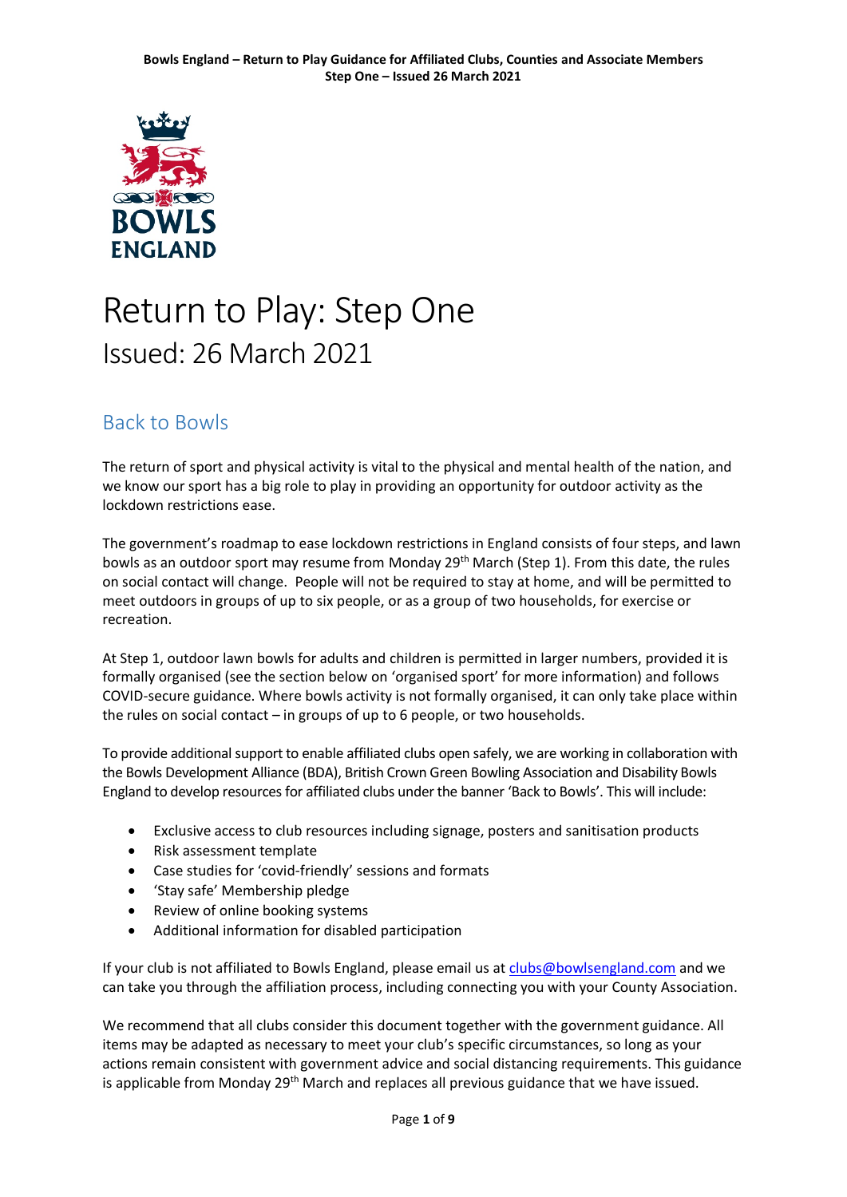# Return to Play: Step One

Issued: 26 March 2021

## Back to Bowls

The return of sport and physical activity is vital to the physical and mental health of the nation, and we know our sport has a big role to play in providing an opportunity for outdoor activity as the lockdown restrictions ease.

The government's roadmap to ease lockdown restrictions in England consists of four steps, and lawn bowls as an outdoor sport may resume from Monday 29th March (Step 1). From this date, the rules on social contact will change. People will not be required to stay at home, and will be permitted to meet outdoors in groups of up to six people, or as a group of two households, for exercise or recreation.

At Step 1, outdoor lawn bowls for adults and children is permitted in larger numbers, provided it is formally organised (see the section below on 'organised sport' for more information) and follows COVID-secure guidance. Where bowls activity is not formally organised, it can only take place within the rules on social contact – in groups of up to 6 people, or two households.

To provide additional support to enable affiliated clubs open safely, we are working in collaboration with the Bowls Development Alliance (BDA), British Crown Green Bowling Association and Disability Bowls England to develop resources for affiliated clubs under the banner 'Back to Bowls'. This will include:

- Exclusive access to club resources including signage, posters and sanitisation products
- Risk assessment template
- Case studies for 'covid-friendly' sessions and formats
- 'Stay safe' Membership pledge
- Review of online booking systems
- Additional information for disabled participation

If your club is not affiliated to Bowls England, please email us at clubs@bowlsengland.com and we can take you through the affiliation process, including connecting you with your County Association.

We recommend that all clubs consider this document together with the government guidance. All items may be adapted as necessary to meet your club's specific circumstances, so long as your actions remain consistent with government advice and social distancing requirements. This guidance is applicable from Monday 29th March and replaces all previous guidance that we have issued.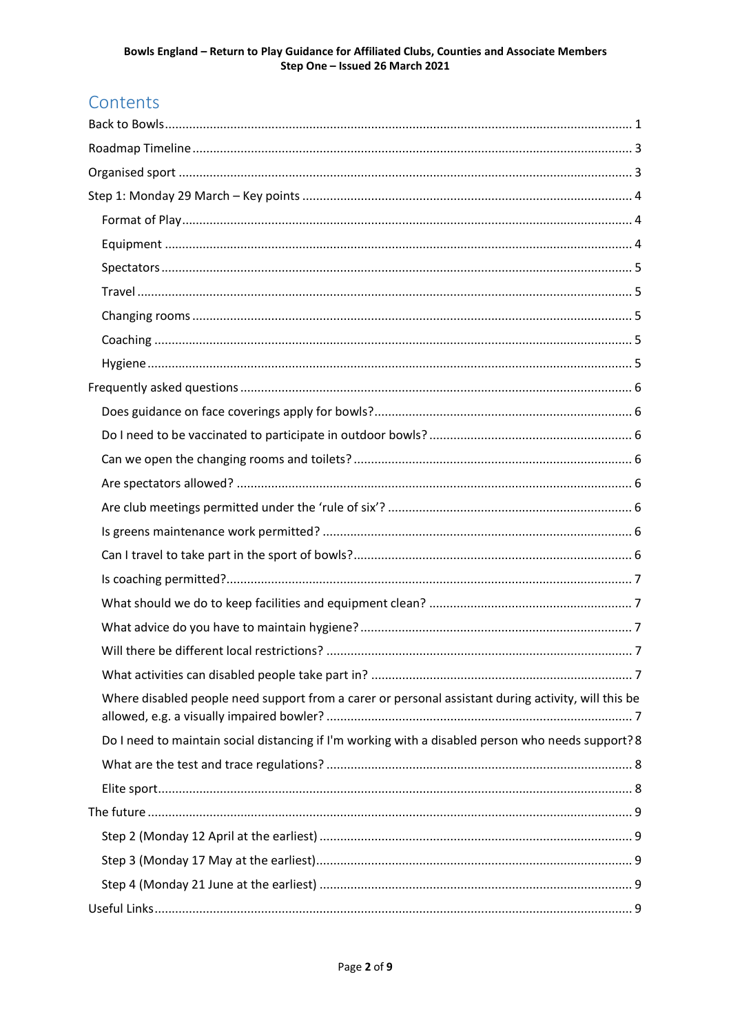# Contents

Back to Bowls ........................................................................ 1

Roadmap Timeline ........................................................................ 3

Organised sport ........................................................................ 3

Step 1: Monday 29 March – Key points ........................................................................ 4

- Format of Play ........................................................................ 4
- Equipment ........................................................................ 4
- Spectators ........................................................................ 5
- Travel ........................................................................ 5
- Changing rooms ........................................................................ 5
- Coaching ........................................................................ 5
- Hygiene ........................................................................ 5

Frequently asked questions ........................................................................ 6

- Does guidance on face coverings apply for bowls? ........................................................................ 6
- Do I need to be vaccinated to participate in outdoor bowls? ........................................................................ 6
- Can we open the changing rooms and toilets? ........................................................................ 6
- Are spectators allowed? ........................................................................ 6
- Are club meetings permitted under the 'rule of six'? ........................................................................ 6
- Is greens maintenance work permitted? ........................................................................ 6
- Can I travel to take part in the sport of bowls? ........................................................................ 6
- Is coaching permitted? ........................................................................ 7
- What should we do to keep facilities and equipment clean? ........................................................................ 7
- What advice do you have to maintain hygiene? ........................................................................ 7
- Will there be different local restrictions? ........................................................................ 7
- What activities can disabled people take part in? ........................................................................ 7
- Where disabled people need support from a carer or personal assistant during activity, will this be allowed, e.g. a visually impaired bowler? ........................................................................ 7
- Do I need to maintain social distancing if I'm working with a disabled person who needs support? 8
- What are the test and trace regulations? ........................................................................ 8
- Elite sport ........................................................................ 8

The future ........................................................................ 9

- Step 2 (Monday 12 April at the earliest) ........................................................................ 9
- Step 3 (Monday 17 May at the earliest) ........................................................................ 9
- Step 4 (Monday 21 June at the earliest) ........................................................................ 9

Useful Links ........................................................................ 9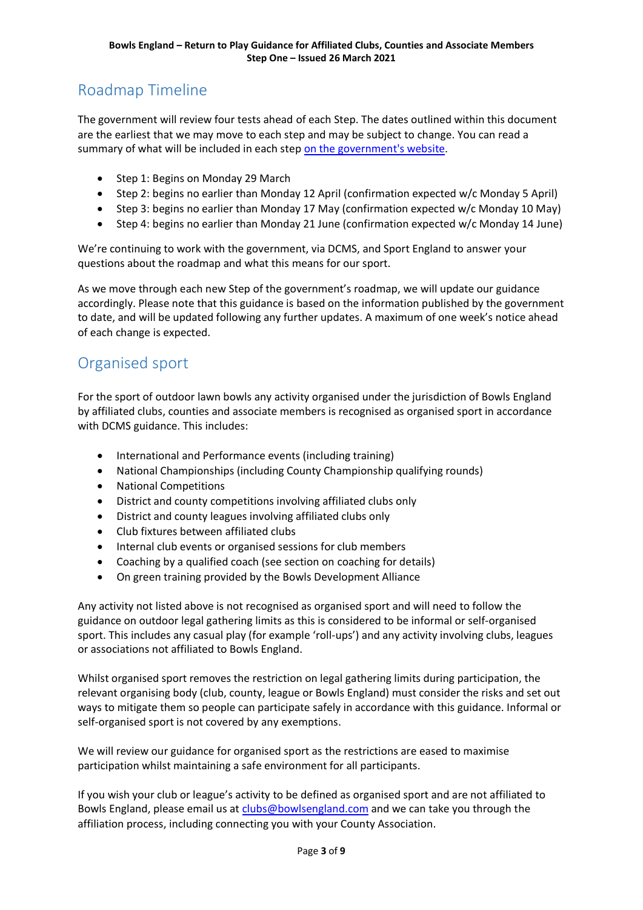## Roadmap Timeline

The government will review four tests ahead of each Step. The dates outlined within this document are the earliest that we may move to each step and may be subject to change. You can read a summary of what will be included in each step [on the government's website](#).

- Step 1: Begins on Monday 29 March
- Step 2: begins no earlier than Monday 12 April (confirmation expected w/c Monday 5 April)
- Step 3: begins no earlier than Monday 17 May (confirmation expected w/c Monday 10 May)
- Step 4: begins no earlier than Monday 21 June (confirmation expected w/c Monday 14 June)

We're continuing to work with the government, via DCMS, and Sport England to answer your questions about the roadmap and what this means for our sport.

As we move through each new Step of the government's roadmap, we will update our guidance accordingly. Please note that this guidance is based on the information published by the government to date, and will be updated following any further updates. A maximum of one week's notice ahead of each change is expected.

## Organised sport

For the sport of outdoor lawn bowls any activity organised under the jurisdiction of Bowls England by affiliated clubs, counties and associate members is recognised as organised sport in accordance with DCMS guidance. This includes:

- International and Performance events (including training)
- National Championships (including County Championship qualifying rounds)
- National Competitions
- District and county competitions involving affiliated clubs only
- District and county leagues involving affiliated clubs only
- Club fixtures between affiliated clubs
- Internal club events or organised sessions for club members
- Coaching by a qualified coach (see section on coaching for details)
- On green training provided by the Bowls Development Alliance

Any activity not listed above is not recognised as organised sport and will need to follow the guidance on outdoor legal gathering limits as this is considered to be informal or self-organised sport. This includes any casual play (for example 'roll-ups') and any activity involving clubs, leagues or associations not affiliated to Bowls England.

Whilst organised sport removes the restriction on legal gathering limits during participation, the relevant organising body (club, county, league or Bowls England) must consider the risks and set out ways to mitigate them so people can participate safely in accordance with this guidance. Informal or self-organised sport is not covered by any exemptions.

We will review our guidance for organised sport as the restrictions are eased to maximise participation whilst maintaining a safe environment for all participants.

If you wish your club or league's activity to be defined as organised sport and are not affiliated to Bowls England, please email us at clubs@bowlsengland.com and we can take you through the affiliation process, including connecting you with your County Association.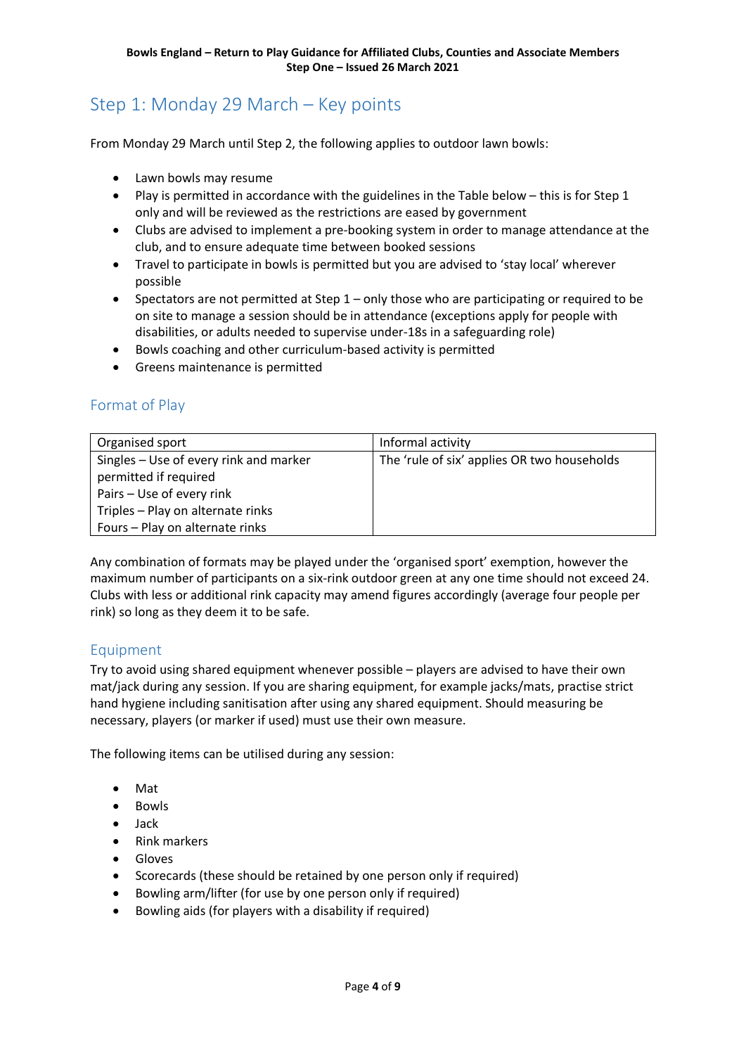## Step 1: Monday 29 March – Key points

From Monday 29 March until Step 2, the following applies to outdoor lawn bowls:

- Lawn bowls may resume
- Play is permitted in accordance with the guidelines in the Table below – this is for Step 1 only and will be reviewed as the restrictions are eased by government
- Clubs are advised to implement a pre-booking system in order to manage attendance at the club, and to ensure adequate time between booked sessions
- Travel to participate in bowls is permitted but you are advised to 'stay local' wherever possible
- Spectators are not permitted at Step 1 – only those who are participating or required to be on site to manage a session should be in attendance (exceptions apply for people with disabilities, or adults needed to supervise under-18s in a safeguarding role)
- Bowls coaching and other curriculum-based activity is permitted
- Greens maintenance is permitted

### Format of Play

| Organised sport | Informal activity |
|---|---|
| Singles – Use of every rink and marker permitted if required<br>Pairs – Use of every rink<br>Triples – Play on alternate rinks<br>Fours – Play on alternate rinks | The 'rule of six' applies OR two households |

Any combination of formats may be played under the 'organised sport' exemption, however the maximum number of participants on a six-rink outdoor green at any one time should not exceed 24. Clubs with less or additional rink capacity may amend figures accordingly (average four people per rink) so long as they deem it to be safe.

### Equipment

Try to avoid using shared equipment whenever possible – players are advised to have their own mat/jack during any session. If you are sharing equipment, for example jacks/mats, practise strict hand hygiene including sanitisation after using any shared equipment. Should measuring be necessary, players (or marker if used) must use their own measure.

The following items can be utilised during any session:

- Mat
- Bowls
- Jack
- Rink markers
- Gloves
- Scorecards (these should be retained by one person only if required)
- Bowling arm/lifter (for use by one person only if required)
- Bowling aids (for players with a disability if required)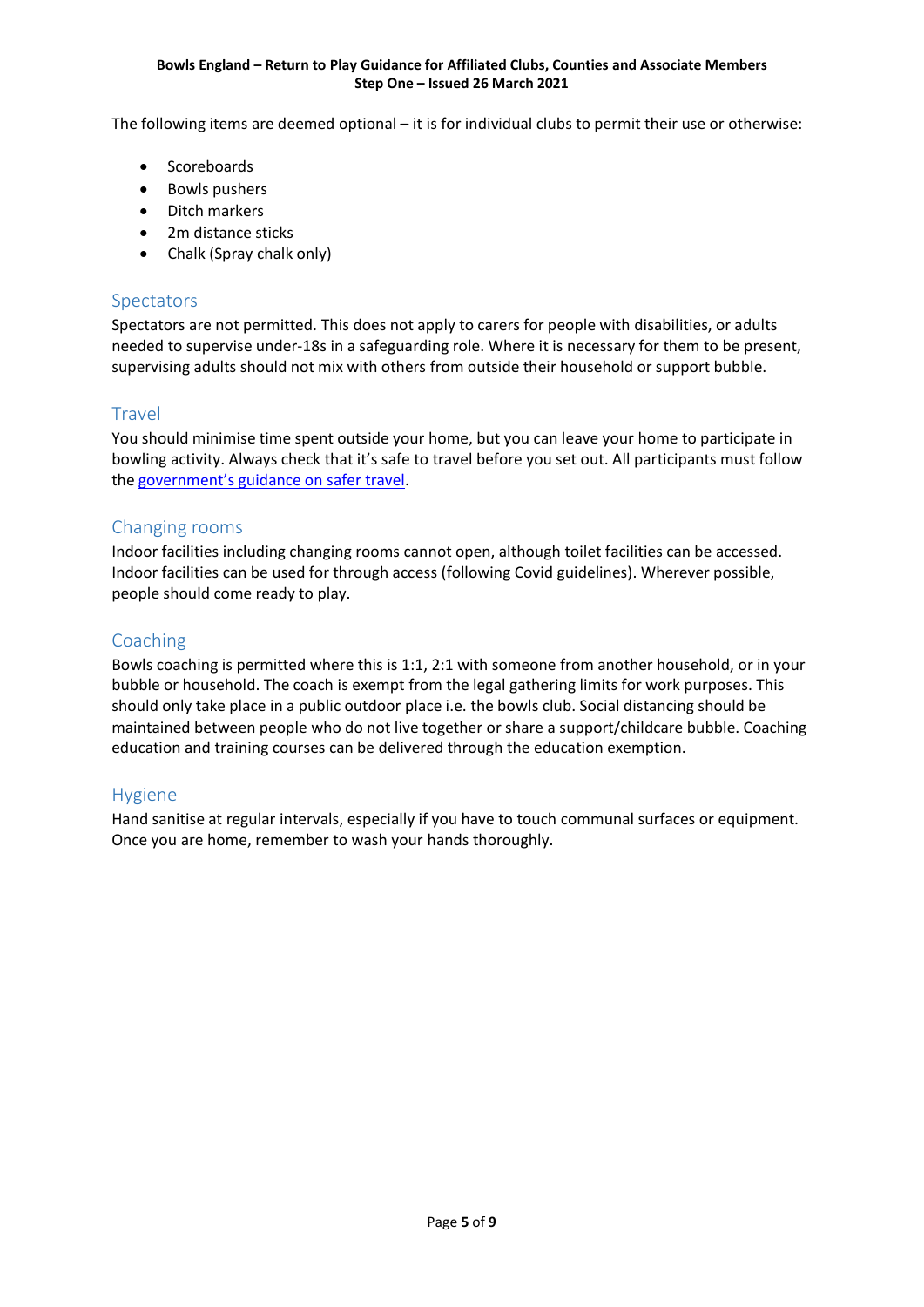The following items are deemed optional – it is for individual clubs to permit their use or otherwise:

- Scoreboards
- Bowls pushers
- Ditch markers
- 2m distance sticks
- Chalk (Spray chalk only)

## Spectators

Spectators are not permitted. This does not apply to carers for people with disabilities, or adults needed to supervise under-18s in a safeguarding role. Where it is necessary for them to be present, supervising adults should not mix with others from outside their household or support bubble.

## Travel

You should minimise time spent outside your home, but you can leave your home to participate in bowling activity. Always check that it's safe to travel before you set out. All participants must follow the government's guidance on safer travel.

## Changing rooms

Indoor facilities including changing rooms cannot open, although toilet facilities can be accessed. Indoor facilities can be used for through access (following Covid guidelines). Wherever possible, people should come ready to play.

## Coaching

Bowls coaching is permitted where this is 1:1, 2:1 with someone from another household, or in your bubble or household. The coach is exempt from the legal gathering limits for work purposes. This should only take place in a public outdoor place i.e. the bowls club. Social distancing should be maintained between people who do not live together or share a support/childcare bubble. Coaching education and training courses can be delivered through the education exemption.

## Hygiene

Hand sanitise at regular intervals, especially if you have to touch communal surfaces or equipment. Once you are home, remember to wash your hands thoroughly.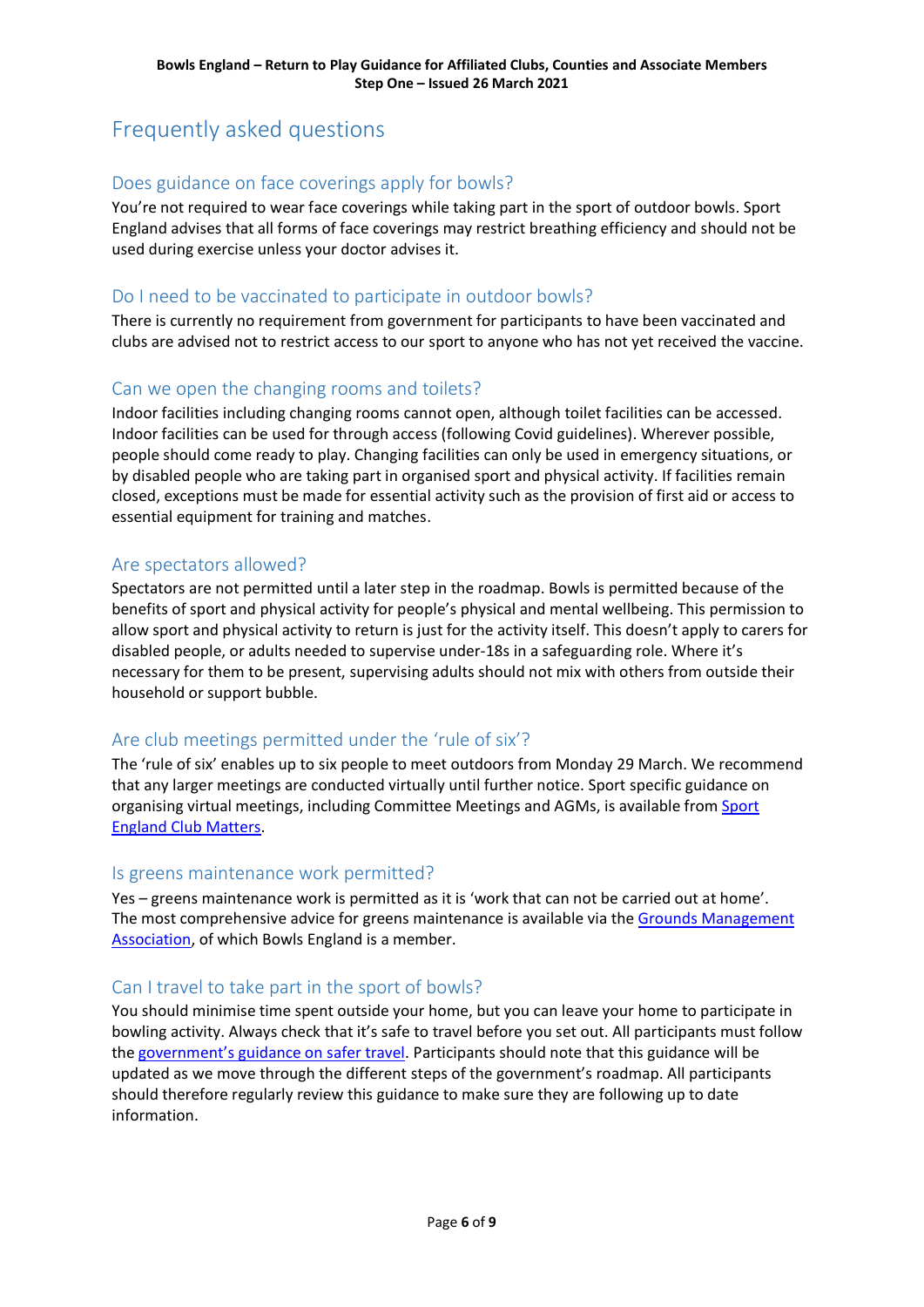## Frequently asked questions

### Does guidance on face coverings apply for bowls?

You're not required to wear face coverings while taking part in the sport of outdoor bowls. Sport England advises that all forms of face coverings may restrict breathing efficiency and should not be used during exercise unless your doctor advises it.

### Do I need to be vaccinated to participate in outdoor bowls?

There is currently no requirement from government for participants to have been vaccinated and clubs are advised not to restrict access to our sport to anyone who has not yet received the vaccine.

### Can we open the changing rooms and toilets?

Indoor facilities including changing rooms cannot open, although toilet facilities can be accessed. Indoor facilities can be used for through access (following Covid guidelines). Wherever possible, people should come ready to play. Changing facilities can only be used in emergency situations, or by disabled people who are taking part in organised sport and physical activity. If facilities remain closed, exceptions must be made for essential activity such as the provision of first aid or access to essential equipment for training and matches.

### Are spectators allowed?

Spectators are not permitted until a later step in the roadmap. Bowls is permitted because of the benefits of sport and physical activity for people's physical and mental wellbeing. This permission to allow sport and physical activity to return is just for the activity itself. This doesn't apply to carers for disabled people, or adults needed to supervise under-18s in a safeguarding role. Where it's necessary for them to be present, supervising adults should not mix with others from outside their household or support bubble.

### Are club meetings permitted under the 'rule of six'?

The 'rule of six' enables up to six people to meet outdoors from Monday 29 March. We recommend that any larger meetings are conducted virtually until further notice. Sport specific guidance on organising virtual meetings, including Committee Meetings and AGMs, is available from Sport England Club Matters.

### Is greens maintenance work permitted?

Yes – greens maintenance work is permitted as it is 'work that can not be carried out at home'. The most comprehensive advice for greens maintenance is available via the Grounds Management Association, of which Bowls England is a member.

### Can I travel to take part in the sport of bowls?

You should minimise time spent outside your home, but you can leave your home to participate in bowling activity. Always check that it's safe to travel before you set out. All participants must follow the government's guidance on safer travel. Participants should note that this guidance will be updated as we move through the different steps of the government's roadmap. All participants should therefore regularly review this guidance to make sure they are following up to date information.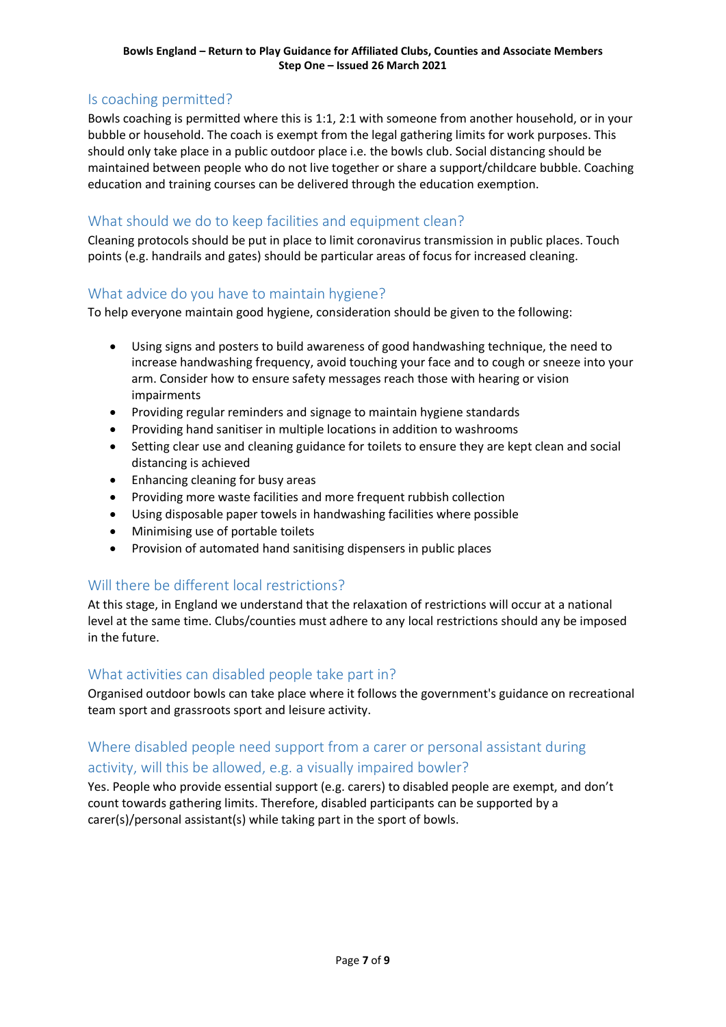## Is coaching permitted?

Bowls coaching is permitted where this is 1:1, 2:1 with someone from another household, or in your bubble or household. The coach is exempt from the legal gathering limits for work purposes. This should only take place in a public outdoor place i.e. the bowls club. Social distancing should be maintained between people who do not live together or share a support/childcare bubble. Coaching education and training courses can be delivered through the education exemption.

## What should we do to keep facilities and equipment clean?

Cleaning protocols should be put in place to limit coronavirus transmission in public places. Touch points (e.g. handrails and gates) should be particular areas of focus for increased cleaning.

## What advice do you have to maintain hygiene?

To help everyone maintain good hygiene, consideration should be given to the following:

- Using signs and posters to build awareness of good handwashing technique, the need to increase handwashing frequency, avoid touching your face and to cough or sneeze into your arm. Consider how to ensure safety messages reach those with hearing or vision impairments
- Providing regular reminders and signage to maintain hygiene standards
- Providing hand sanitiser in multiple locations in addition to washrooms
- Setting clear use and cleaning guidance for toilets to ensure they are kept clean and social distancing is achieved
- Enhancing cleaning for busy areas
- Providing more waste facilities and more frequent rubbish collection
- Using disposable paper towels in handwashing facilities where possible
- Minimising use of portable toilets
- Provision of automated hand sanitising dispensers in public places

## Will there be different local restrictions?

At this stage, in England we understand that the relaxation of restrictions will occur at a national level at the same time. Clubs/counties must adhere to any local restrictions should any be imposed in the future.

## What activities can disabled people take part in?

Organised outdoor bowls can take place where it follows the government's guidance on recreational team sport and grassroots sport and leisure activity.

## Where disabled people need support from a carer or personal assistant during activity, will this be allowed, e.g. a visually impaired bowler?

Yes. People who provide essential support (e.g. carers) to disabled people are exempt, and don't count towards gathering limits. Therefore, disabled participants can be supported by a carer(s)/personal assistant(s) while taking part in the sport of bowls.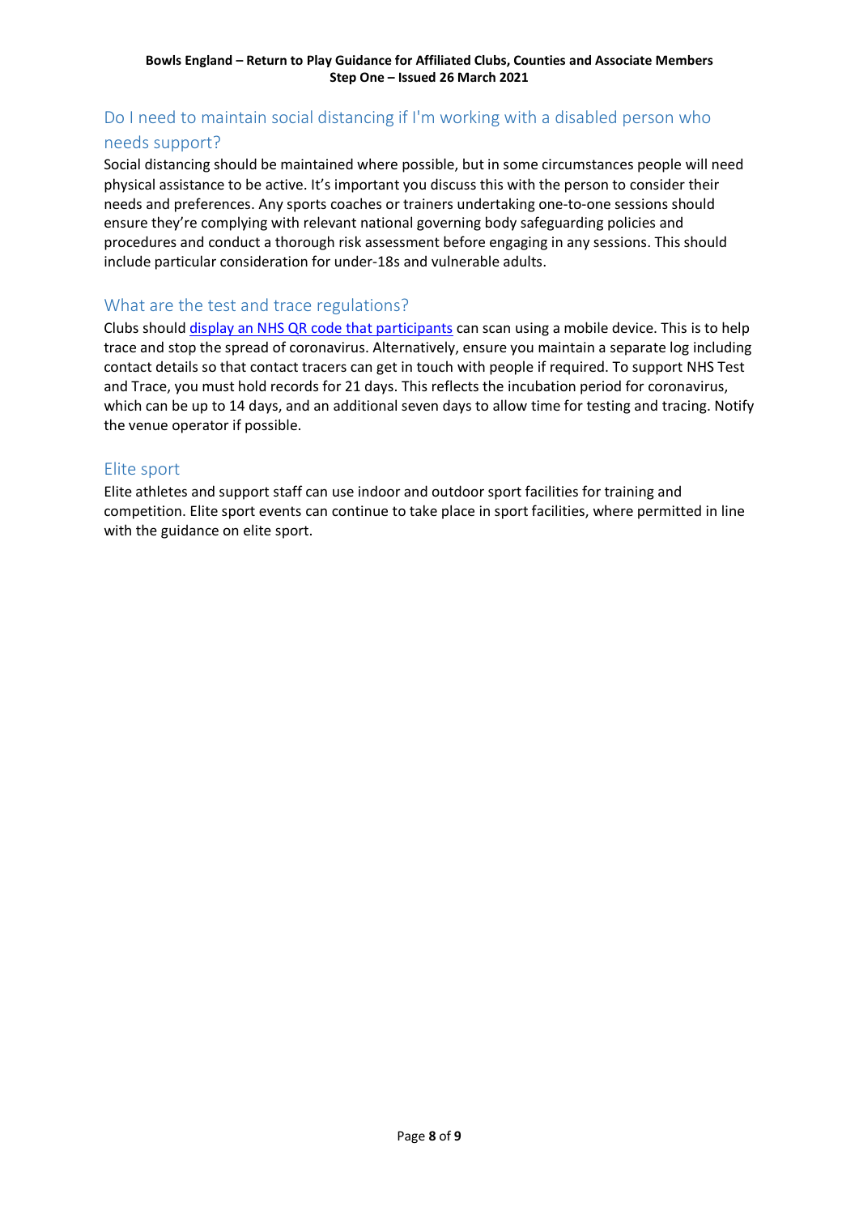## Do I need to maintain social distancing if I'm working with a disabled person who needs support?

Social distancing should be maintained where possible, but in some circumstances people will need physical assistance to be active. It's important you discuss this with the person to consider their needs and preferences. Any sports coaches or trainers undertaking one-to-one sessions should ensure they're complying with relevant national governing body safeguarding policies and procedures and conduct a thorough risk assessment before engaging in any sessions. This should include particular consideration for under-18s and vulnerable adults.

## What are the test and trace regulations?

Clubs should display an NHS QR code that participants can scan using a mobile device. This is to help trace and stop the spread of coronavirus. Alternatively, ensure you maintain a separate log including contact details so that contact tracers can get in touch with people if required. To support NHS Test and Trace, you must hold records for 21 days. This reflects the incubation period for coronavirus, which can be up to 14 days, and an additional seven days to allow time for testing and tracing. Notify the venue operator if possible.

## Elite sport

Elite athletes and support staff can use indoor and outdoor sport facilities for training and competition. Elite sport events can continue to take place in sport facilities, where permitted in line with the guidance on elite sport.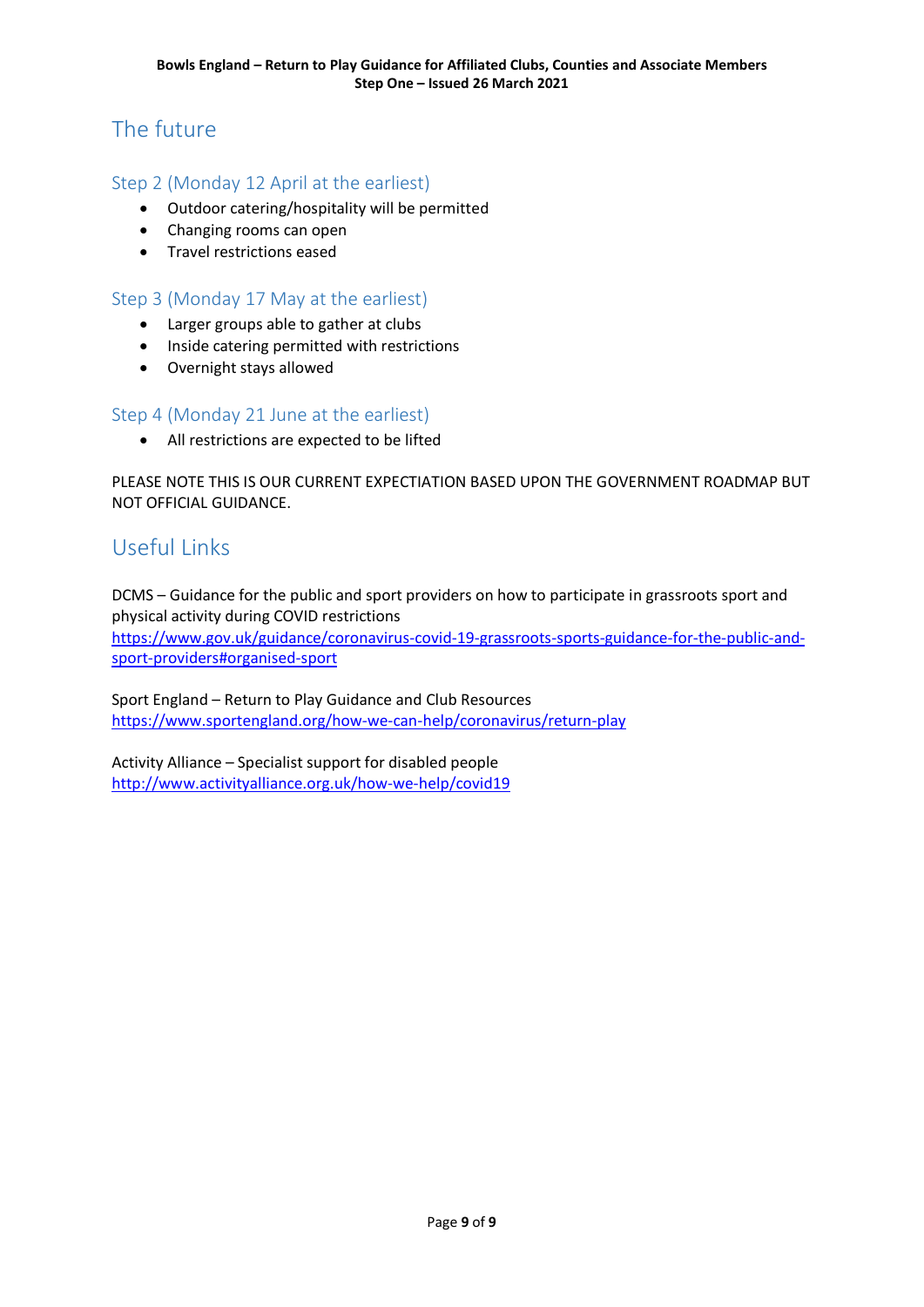## The future

### Step 2 (Monday 12 April at the earliest)

- Outdoor catering/hospitality will be permitted
- Changing rooms can open
- Travel restrictions eased

### Step 3 (Monday 17 May at the earliest)

- Larger groups able to gather at clubs
- Inside catering permitted with restrictions
- Overnight stays allowed

### Step 4 (Monday 21 June at the earliest)

- All restrictions are expected to be lifted

PLEASE NOTE THIS IS OUR CURRENT EXPECTIATION BASED UPON THE GOVERNMENT ROADMAP BUT NOT OFFICIAL GUIDANCE.

## Useful Links

DCMS – Guidance for the public and sport providers on how to participate in grassroots sport and physical activity during COVID restrictions
https://www.gov.uk/guidance/coronavirus-covid-19-grassroots-sports-guidance-for-the-public-and-sport-providers#organised-sport

Sport England – Return to Play Guidance and Club Resources
https://www.sportengland.org/how-we-can-help/coronavirus/return-play

Activity Alliance – Specialist support for disabled people
http://www.activityalliance.org.uk/how-we-help/covid19